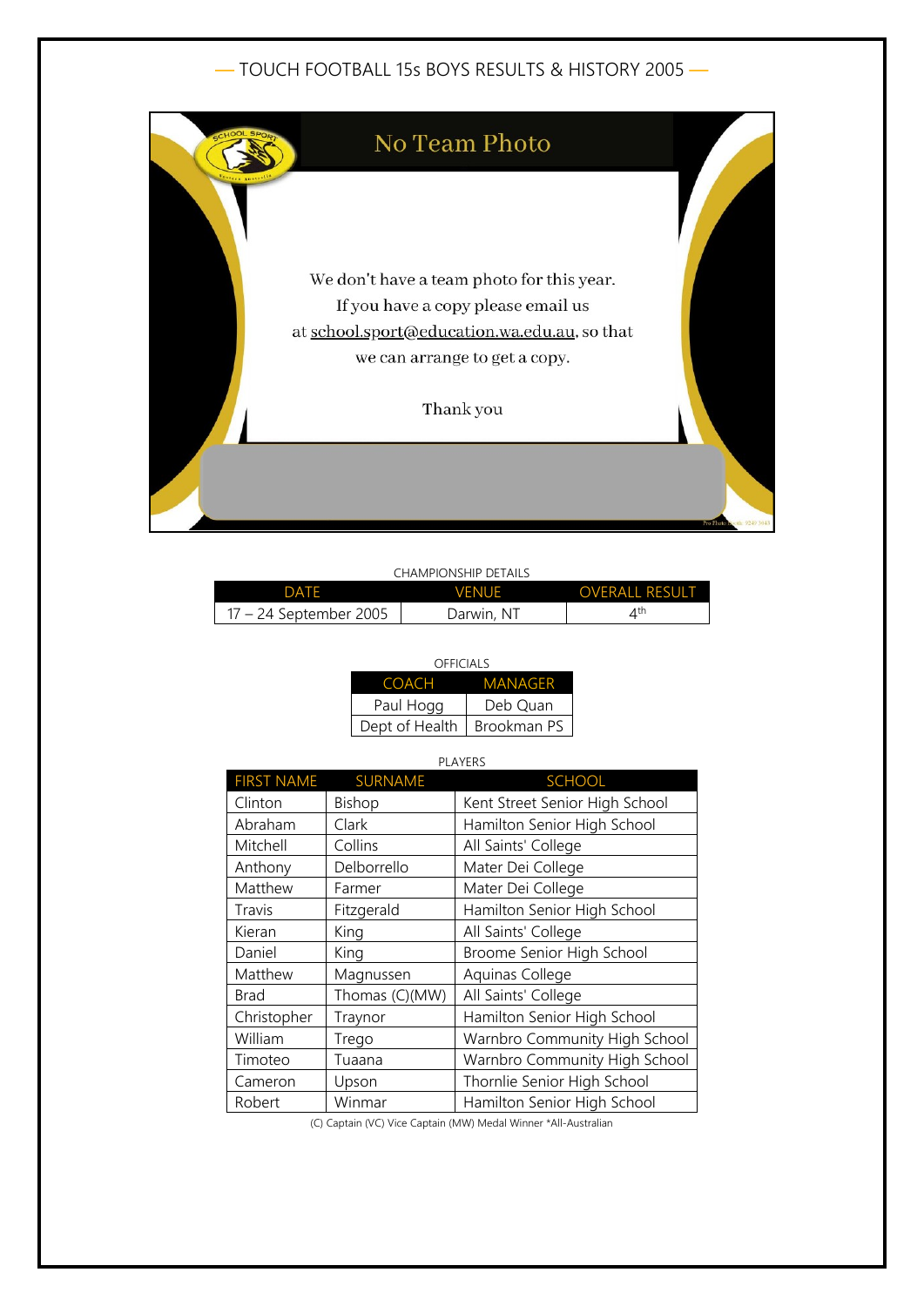# — TOUCH FOOTBALL 15s BOYS RESULTS & HISTORY 2005 —

No Team Photo

We don't have a team photo for this year.
If you have a copy please email us
at school.sport@education.wa.edu.au, so that
we can arrange to get a copy.

Thank you

CHAMPIONSHIP DETAILS

| DATE | VENUE | OVERALL RESULT |
|---|---|---|
| 17 – 24 September 2005 | Darwin, NT | 4th |

OFFICIALS

| COACH | MANAGER |
|---|---|
| Paul Hogg | Deb Quan |
| Dept of Health | Brookman PS |

PLAYERS

| FIRST NAME | SURNAME | SCHOOL |
|---|---|---|
| Clinton | Bishop | Kent Street Senior High School |
| Abraham | Clark | Hamilton Senior High School |
| Mitchell | Collins | All Saints' College |
| Anthony | Delborrello | Mater Dei College |
| Matthew | Farmer | Mater Dei College |
| Travis | Fitzgerald | Hamilton Senior High School |
| Kieran | King | All Saints' College |
| Daniel | King | Broome Senior High School |
| Matthew | Magnussen | Aquinas College |
| Brad | Thomas (C)(MW) | All Saints' College |
| Christopher | Traynor | Hamilton Senior High School |
| William | Trego | Warnbro Community High School |
| Timoteo | Tuaana | Warnbro Community High School |
| Cameron | Upson | Thornlie Senior High School |
| Robert | Winmar | Hamilton Senior High School |

(C) Captain (VC) Vice Captain (MW) Medal Winner *All-Australian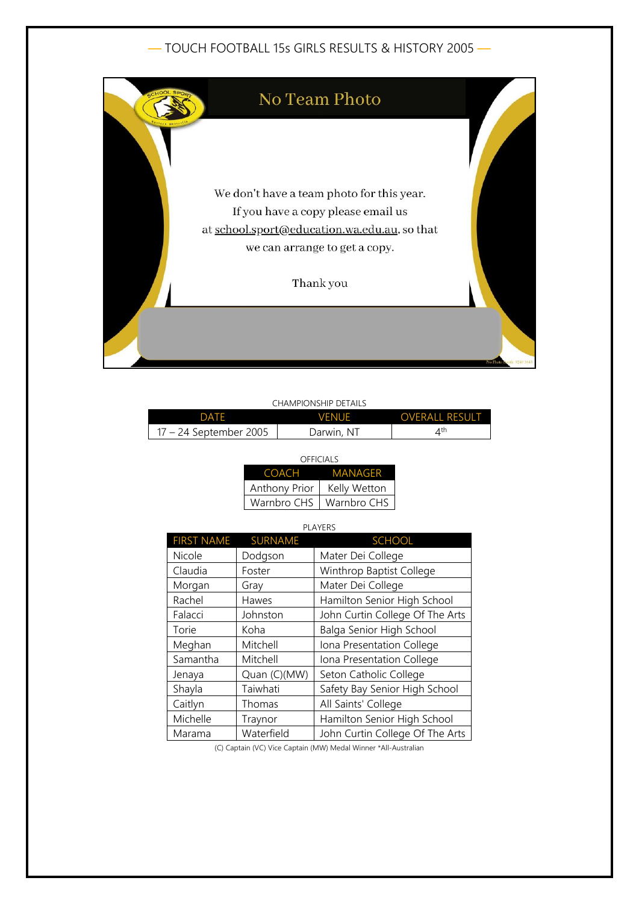# TOUCH FOOTBALL 15s GIRLS RESULTS & HISTORY 2005

No Team Photo

We don't have a team photo for this year.
If you have a copy please email us at school.sport@education.wa.edu.au, so that we can arrange to get a copy.

Thank you

CHAMPIONSHIP DETAILS

| DATE | VENUE | OVERALL RESULT |
|---|---|---|
| 17 – 24 September 2005 | Darwin, NT | 4th |

OFFICIALS

| COACH | MANAGER |
|---|---|
| Anthony Prior | Kelly Wetton |
| Warnbro CHS | Warnbro CHS |

PLAYERS

| FIRST NAME | SURNAME | SCHOOL |
|---|---|---|
| Nicole | Dodgson | Mater Dei College |
| Claudia | Foster | Winthrop Baptist College |
| Morgan | Gray | Mater Dei College |
| Rachel | Hawes | Hamilton Senior High School |
| Falacci | Johnston | John Curtin College Of The Arts |
| Torie | Koha | Balga Senior High School |
| Meghan | Mitchell | Iona Presentation College |
| Samantha | Mitchell | Iona Presentation College |
| Jenaya | Quan (C)(MW) | Seton Catholic College |
| Shayla | Taiwhati | Safety Bay Senior High School |
| Caitlyn | Thomas | All Saints' College |
| Michelle | Traynor | Hamilton Senior High School |
| Marama | Waterfield | John Curtin College Of The Arts |

(C) Captain (VC) Vice Captain (MW) Medal Winner *All-Australian